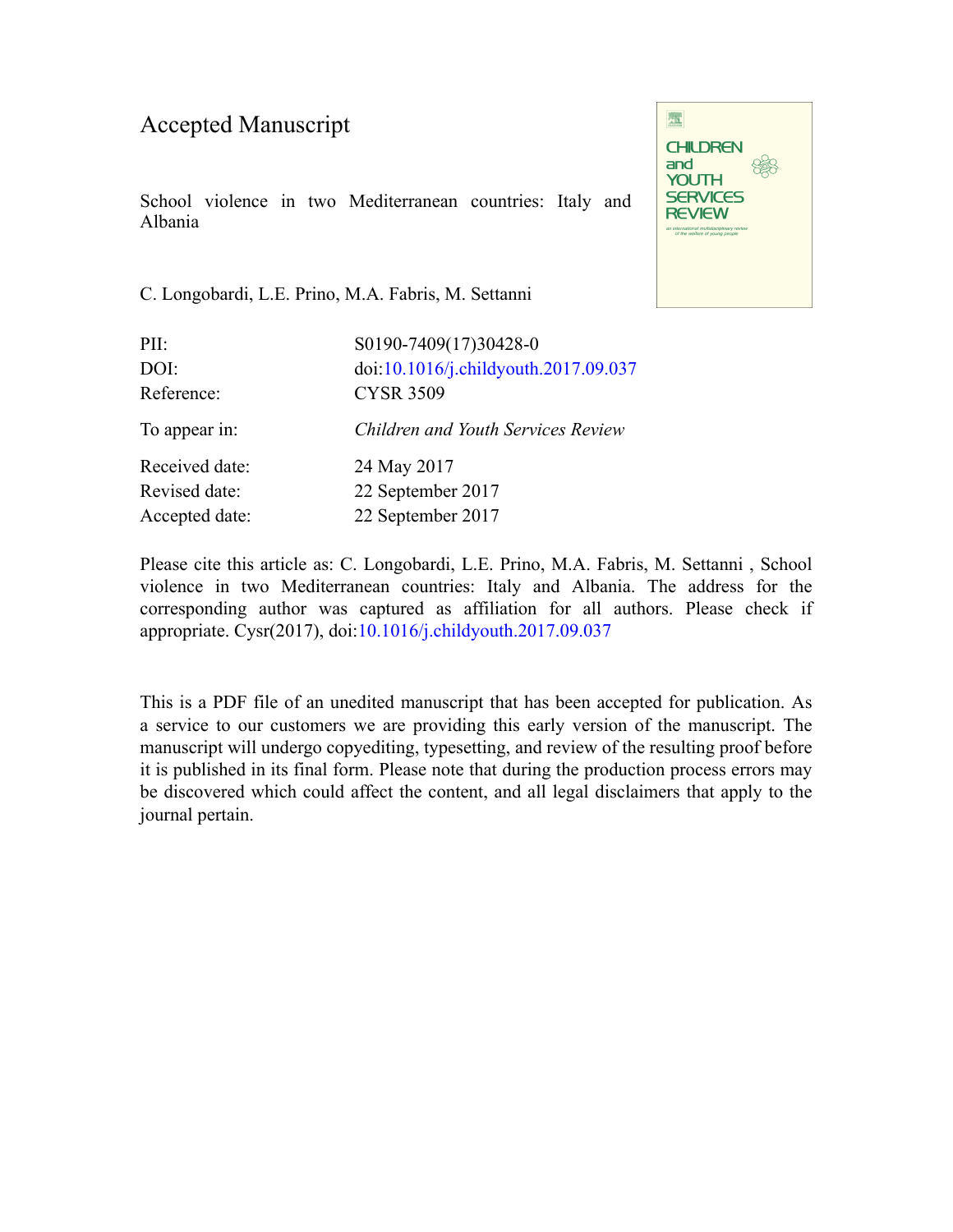# Accepted Manuscript

School violence in two Mediterranean countries: Italy and Albania

C. Longobardi, L.E. Prino, M.A. Fabris, M. Settanni

| | |
|---|---|
| PII: | S0190-7409(17)30428-0 |
| DOI: | doi:10.1016/j.childyouth.2017.09.037 |
| Reference: | CYSR 3509 |
| To appear in: | *Children and Youth Services Review* |
| Received date: | 24 May 2017 |
| Revised date: | 22 September 2017 |
| Accepted date: | 22 September 2017 |

Please cite this article as: C. Longobardi, L.E. Prino, M.A. Fabris, M. Settanni , School violence in two Mediterranean countries: Italy and Albania. The address for the corresponding author was captured as affiliation for all authors. Please check if appropriate. Cysr(2017), doi:10.1016/j.childyouth.2017.09.037

This is a PDF file of an unedited manuscript that has been accepted for publication. As a service to our customers we are providing this early version of the manuscript. The manuscript will undergo copyediting, typesetting, and review of the resulting proof before it is published in its final form. Please note that during the production process errors may be discovered which could affect the content, and all legal disclaimers that apply to the journal pertain.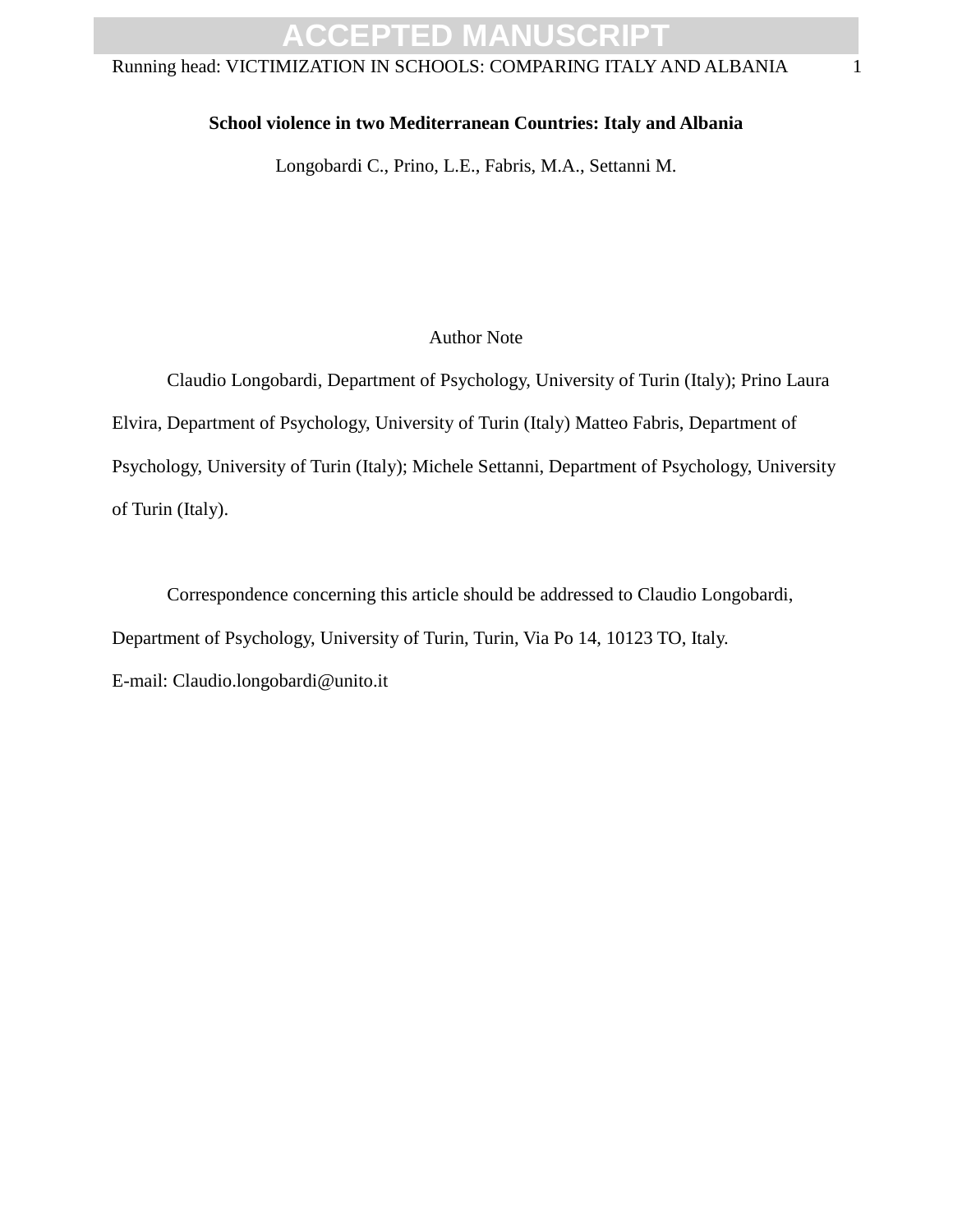**School violence in two Mediterranean Countries: Italy and Albania**

Longobardi C., Prino, L.E., Fabris, M.A., Settanni M.

Author Note

Claudio Longobardi, Department of Psychology, University of Turin (Italy); Prino Laura Elvira, Department of Psychology, University of Turin (Italy) Matteo Fabris, Department of Psychology, University of Turin (Italy); Michele Settanni, Department of Psychology, University of Turin (Italy).

Correspondence concerning this article should be addressed to Claudio Longobardi, Department of Psychology, University of Turin, Turin, Via Po 14, 10123 TO, Italy.
E-mail: Claudio.longobardi@unito.it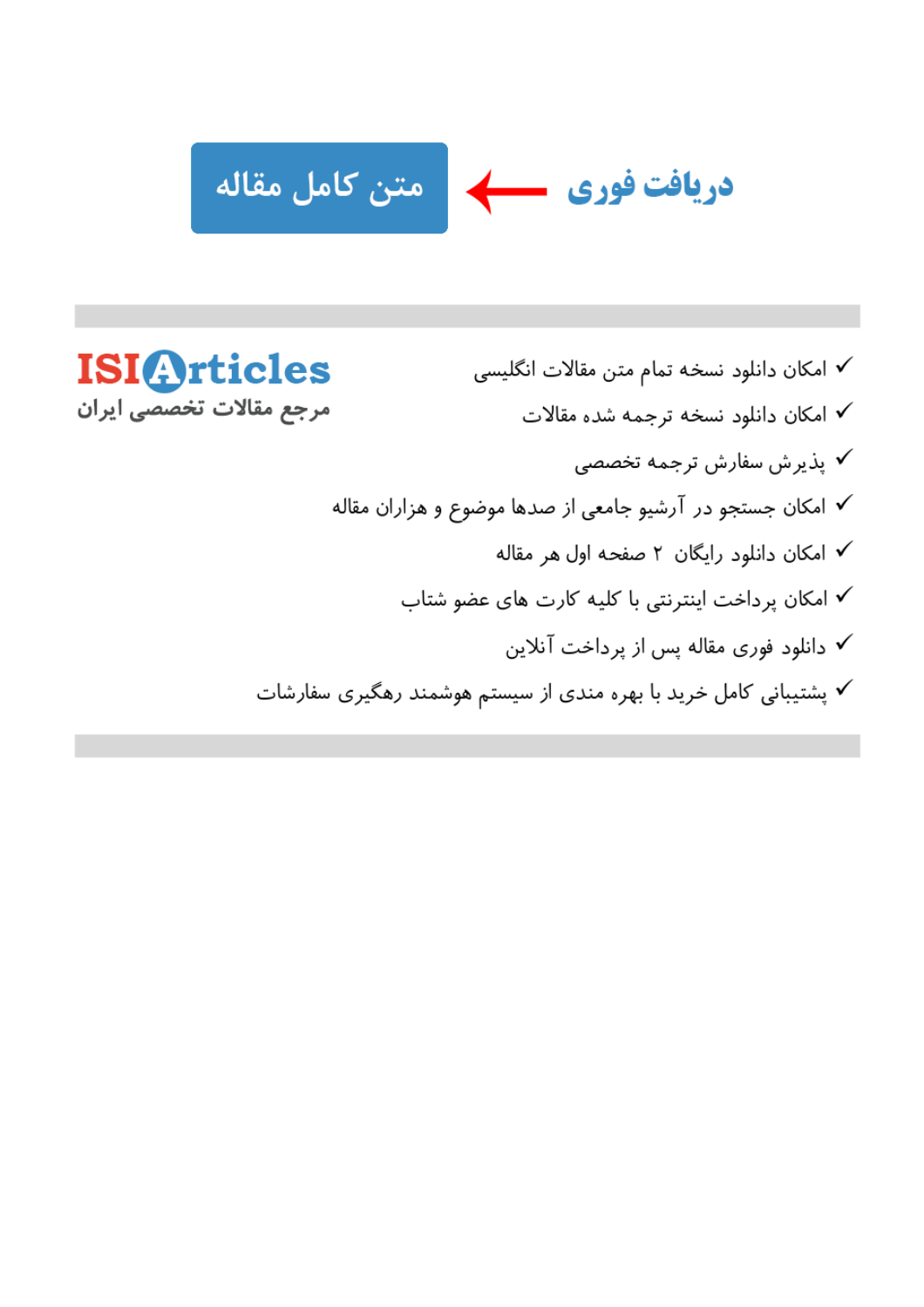دریافت فوری ← متن کامل مقاله

**ISIArticles**
مرجع مقالات تخصصی ایران

- ✓ امکان دانلود نسخه تمام متن مقالات انگلیسی
- ✓ امکان دانلود نسخه ترجمه شده مقالات
- ✓ پذیرش سفارش ترجمه تخصصی
- ✓ امکان جستجو در آرشیو جامعی از صدها موضوع و هزاران مقاله
- ✓ امکان دانلود رایگان ۲ صفحه اول هر مقاله
- ✓ امکان پرداخت اینترنتی با کلیه کارت های عضو شتاب
- ✓ دانلود فوری مقاله پس از پرداخت آنلاین
- ✓ پشتیبانی کامل خرید با بهره مندی از سیستم هوشمند رهگیری سفارشات